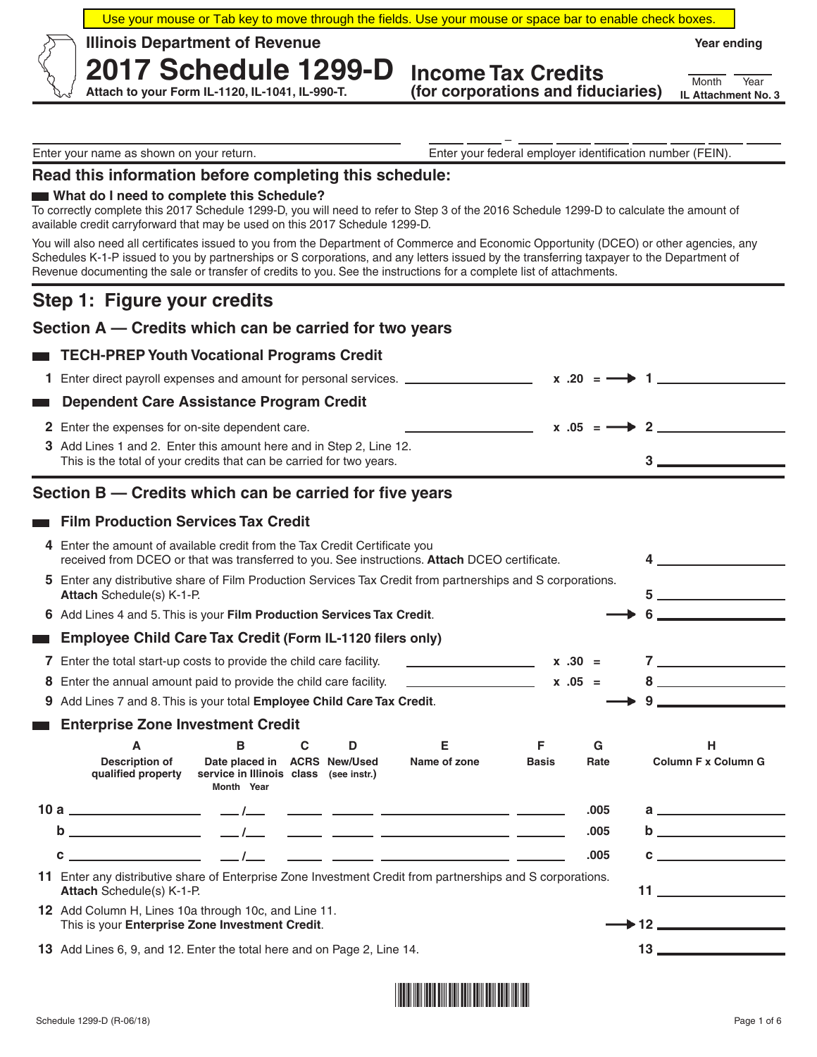Use your mouse or Tab key to move through the fields. Use your mouse or space bar to enable check boxes.

Illinois Department of Revenue

# 2017 Schedule 1299-D Income Tax Credits (for corporations and fiduciaries)

Attach to your Form IL-1120, IL-1041, IL-990-T.

Year ending ______ Month ______ Year

IL Attachment No. 3

Enter your name as shown on your return. ____________________

Enter your federal employer identification number (FEIN). ___ ___ – ___ ___ ___ ___ ___ ___ ___

## Read this information before completing this schedule:

### What do I need to complete this Schedule?

To correctly complete this 2017 Schedule 1299-D, you will need to refer to Step 3 of the 2016 Schedule 1299-D to calculate the amount of available credit carryforward that may be used on this 2017 Schedule 1299-D.

You will also need all certificates issued to you from the Department of Commerce and Economic Opportunity (DCEO) or other agencies, any Schedules K-1-P issued to you by partnerships or S corporations, and any letters issued by the transferring taxpayer to the Department of Revenue documenting the sale or transfer of credits to you. See the instructions for a complete list of attachments.

## Step 1: Figure your credits

### Section A — Credits which can be carried for two years

#### TECH-PREP Youth Vocational Programs Credit

**1** Enter direct payroll expenses and amount for personal services. ____________ x .20 = → **1** ____________

#### Dependent Care Assistance Program Credit

**2** Enter the expenses for on-site dependent care. ____________ x .05 = → **2** ____________

**3** Add Lines 1 and 2. Enter this amount here and in Step 2, Line 12. This is the total of your credits that can be carried for two years. **3** ____________

### Section B — Credits which can be carried for five years

#### Film Production Services Tax Credit

**4** Enter the amount of available credit from the Tax Credit Certificate you received from DCEO or that was transferred to you. See instructions. **Attach** DCEO certificate. **4** ____________

**5** Enter any distributive share of Film Production Services Tax Credit from partnerships and S corporations. **Attach** Schedule(s) K-1-P. **5** ____________

**6** Add Lines 4 and 5. This is your **Film Production Services Tax Credit**. → **6** ____________

#### Employee Child Care Tax Credit (Form IL-1120 filers only)

**7** Enter the total start-up costs to provide the child care facility. ____________ x .30 = **7** ____________

**8** Enter the annual amount paid to provide the child care facility. ____________ x .05 = **8** ____________

**9** Add Lines 7 and 8. This is your total **Employee Child Care Tax Credit**. → **9** ____________

#### Enterprise Zone Investment Credit

| | A<br>Description of qualified property | B<br>Date placed in service in Illinois<br>Month / Year | C<br>ACRS class | D<br>New/Used (see instr.) | E<br>Name of zone | F<br>Basis | G<br>Rate | H<br>Column F x Column G |
|---|---|---|---|---|---|---|---|---|
| 10 a | | / | | | | | .005 | a |
| b | | / | | | | | .005 | b |
| c | | / | | | | | .005 | c |

**11** Enter any distributive share of Enterprise Zone Investment Credit from partnerships and S corporations. **Attach** Schedule(s) K-1-P. **11** ____________

**12** Add Column H, Lines 10a through 10c, and Line 11. This is your **Enterprise Zone Investment Credit**. → **12** ____________

**13** Add Lines 6, 9, and 12. Enter the total here and on Page 2, Line 14. **13** ____________

Schedule 1299-D (R-06/18)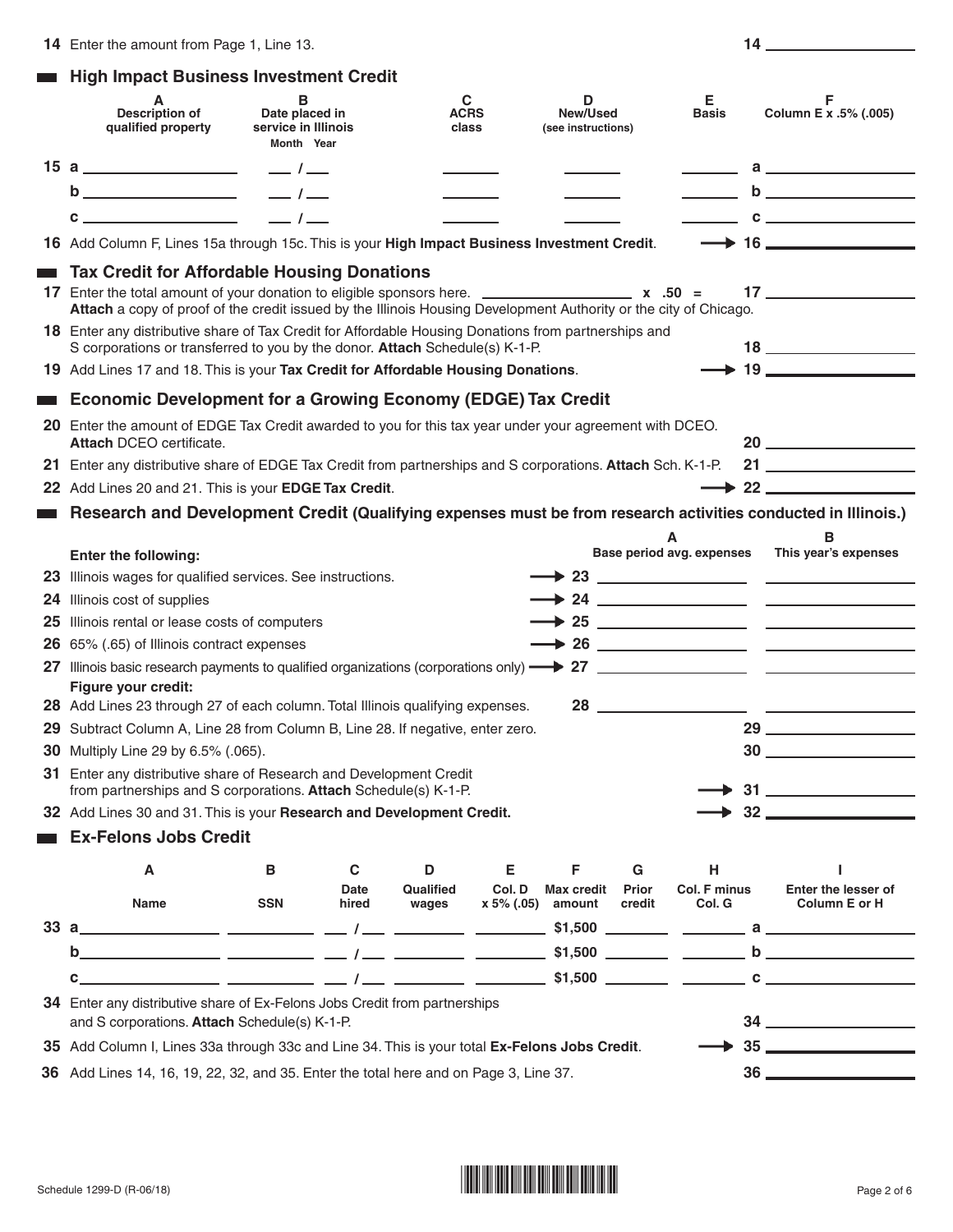**14** Enter the amount from Page 1, Line 13. **14** ____________

## High Impact Business Investment Credit

| | A Description of qualified property | B Date placed in service in Illinois Month Year | C ACRS class | D New/Used (see instructions) | E Basis | F Column E x .5% (.005) |
|---|---|---|---|---|---|---|
| **15 a** | | ___ / ___ | | | | **a** |
| **b** | | ___ / ___ | | | | **b** |
| **c** | | ___ / ___ | | | | **c** |

**16** Add Column F, Lines 15a through 15c. This is your **High Impact Business Investment Credit**. → **16** ____________

## Tax Credit for Affordable Housing Donations

**17** Enter the total amount of your donation to eligible sponsors here. ____________ x .50 = **17** ____________
**Attach** a copy of proof of the credit issued by the Illinois Housing Development Authority or the city of Chicago.

**18** Enter any distributive share of Tax Credit for Affordable Housing Donations from partnerships and S corporations or transferred to you by the donor. **Attach** Schedule(s) K-1-P. **18** ____________

**19** Add Lines 17 and 18. This is your **Tax Credit for Affordable Housing Donations**. → **19** ____________

## Economic Development for a Growing Economy (EDGE) Tax Credit

**20** Enter the amount of EDGE Tax Credit awarded to you for this tax year under your agreement with DCEO. **Attach** DCEO certificate. **20** ____________

**21** Enter any distributive share of EDGE Tax Credit from partnerships and S corporations. **Attach** Sch. K-1-P. **21** ____________

**22** Add Lines 20 and 21. This is your **EDGE Tax Credit**. → **22** ____________

## Research and Development Credit (Qualifying expenses must be from research activities conducted in Illinois.)

| | Enter the following: | A Base period avg. expenses | B This year's expenses |
|---|---|---|---|
| **23** | Illinois wages for qualified services. See instructions. | → **23** | |
| **24** | Illinois cost of supplies | → **24** | |
| **25** | Illinois rental or lease costs of computers | → **25** | |
| **26** | 65% (.65) of Illinois contract expenses | → **26** | |
| **27** | Illinois basic research payments to qualified organizations (corporations only) | → **27** | |
| | **Figure your credit:** | | |
| **28** | Add Lines 23 through 27 of each column. Total Illinois qualifying expenses. | **28** | |

**29** Subtract Column A, Line 28 from Column B, Line 28. If negative, enter zero. **29** ____________

**30** Multiply Line 29 by 6.5% (.065). **30** ____________

**31** Enter any distributive share of Research and Development Credit from partnerships and S corporations. **Attach** Schedule(s) K-1-P. → **31** ____________

**32** Add Lines 30 and 31. This is your **Research and Development Credit.** → **32** ____________

## Ex-Felons Jobs Credit

| | A Name | B SSN | C Date hired | D Qualified wages | E Col. D x 5% (.05) | F Max credit amount | G Prior credit | H Col. F minus Col. G | I Enter the lesser of Column E or H |
|---|---|---|---|---|---|---|---|---|---|
| **33 a** | | | ___ / ___ | | | $1,500 | | | **a** |
| **b** | | | ___ / ___ | | | $1,500 | | | **b** |
| **c** | | | ___ / ___ | | | $1,500 | | | **c** |

**34** Enter any distributive share of Ex-Felons Jobs Credit from partnerships and S corporations. **Attach** Schedule(s) K-1-P. **34** ____________

**35** Add Column I, Lines 33a through 33c and Line 34. This is your total **Ex-Felons Jobs Credit**. → **35** ____________

**36** Add Lines 14, 16, 19, 22, 32, and 35. Enter the total here and on Page 3, Line 37. **36** ____________

Schedule 1299-D (R-06/18)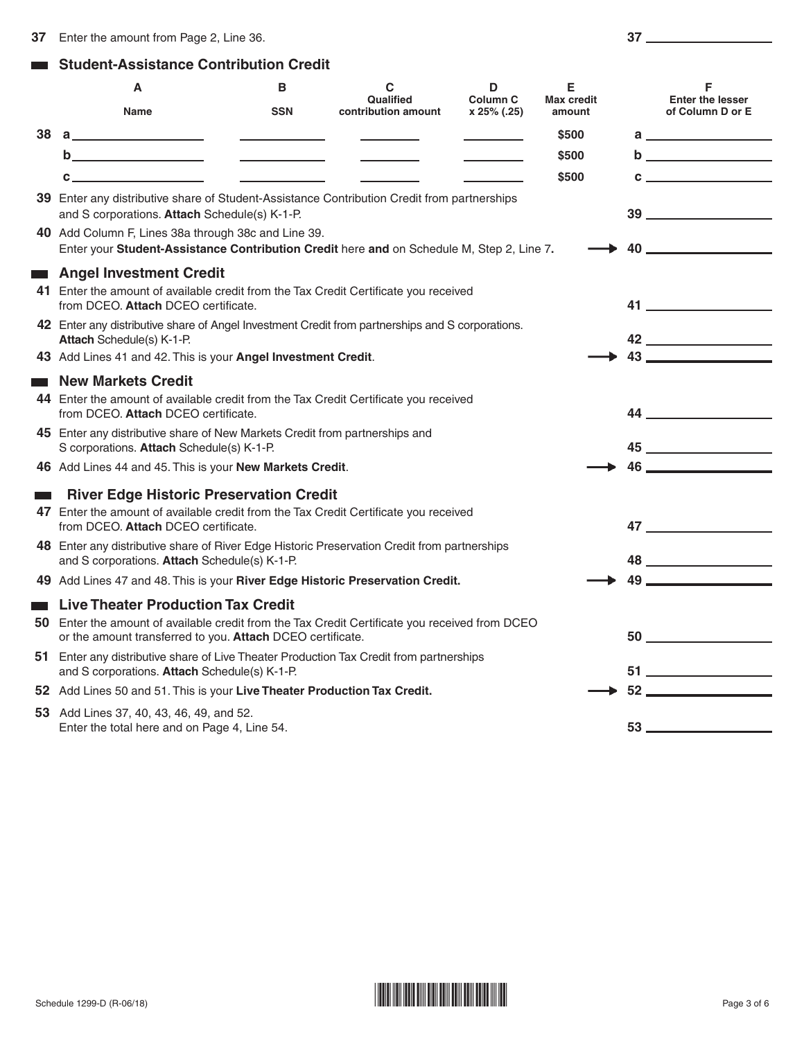**37** Enter the amount from Page 2, Line 36. **37** ______

## Student-Assistance Contribution Credit

| | A<br>Name | B<br>SSN | C<br>Qualified contribution amount | D<br>Column C x 25% (.25) | E<br>Max credit amount | F<br>Enter the lesser of Column D or E |
|---|---|---|---|---|---|---|
| **38** | a ______ | ______ | ______ | ______ | $500 | a ______ |
| | b ______ | ______ | ______ | ______ | $500 | b ______ |
| | c ______ | ______ | ______ | ______ | $500 | c ______ |

**39** Enter any distributive share of Student-Assistance Contribution Credit from partnerships and S corporations. **Attach** Schedule(s) K-1-P. **39** ______

**40** Add Column F, Lines 38a through 38c and Line 39. Enter your **Student-Assistance Contribution Credit** here **and** on Schedule M, Step 2, Line 7. → **40** ______

## Angel Investment Credit

**41** Enter the amount of available credit from the Tax Credit Certificate you received from DCEO. **Attach** DCEO certificate. **41** ______

**42** Enter any distributive share of Angel Investment Credit from partnerships and S corporations. **Attach** Schedule(s) K-1-P. **42** ______

**43** Add Lines 41 and 42. This is your **Angel Investment Credit**. → **43** ______

## New Markets Credit

**44** Enter the amount of available credit from the Tax Credit Certificate you received from DCEO. **Attach** DCEO certificate. **44** ______

**45** Enter any distributive share of New Markets Credit from partnerships and S corporations. **Attach** Schedule(s) K-1-P. **45** ______

**46** Add Lines 44 and 45. This is your **New Markets Credit**. → **46** ______

## River Edge Historic Preservation Credit

**47** Enter the amount of available credit from the Tax Credit Certificate you received from DCEO. **Attach** DCEO certificate. **47** ______

**48** Enter any distributive share of River Edge Historic Preservation Credit from partnerships and S corporations. **Attach** Schedule(s) K-1-P. **48** ______

**49** Add Lines 47 and 48. This is your **River Edge Historic Preservation Credit.** → **49** ______

## Live Theater Production Tax Credit

**50** Enter the amount of available credit from the Tax Credit Certificate you received from DCEO or the amount transferred to you. **Attach** DCEO certificate. **50** ______

**51** Enter any distributive share of Live Theater Production Tax Credit from partnerships and S corporations. **Attach** Schedule(s) K-1-P. **51** ______

**52** Add Lines 50 and 51. This is your **Live Theater Production Tax Credit.** → **52** ______

**53** Add Lines 37, 40, 43, 46, 49, and 52. Enter the total here and on Page 4, Line 54. **53** ______

Schedule 1299-D (R-06/18)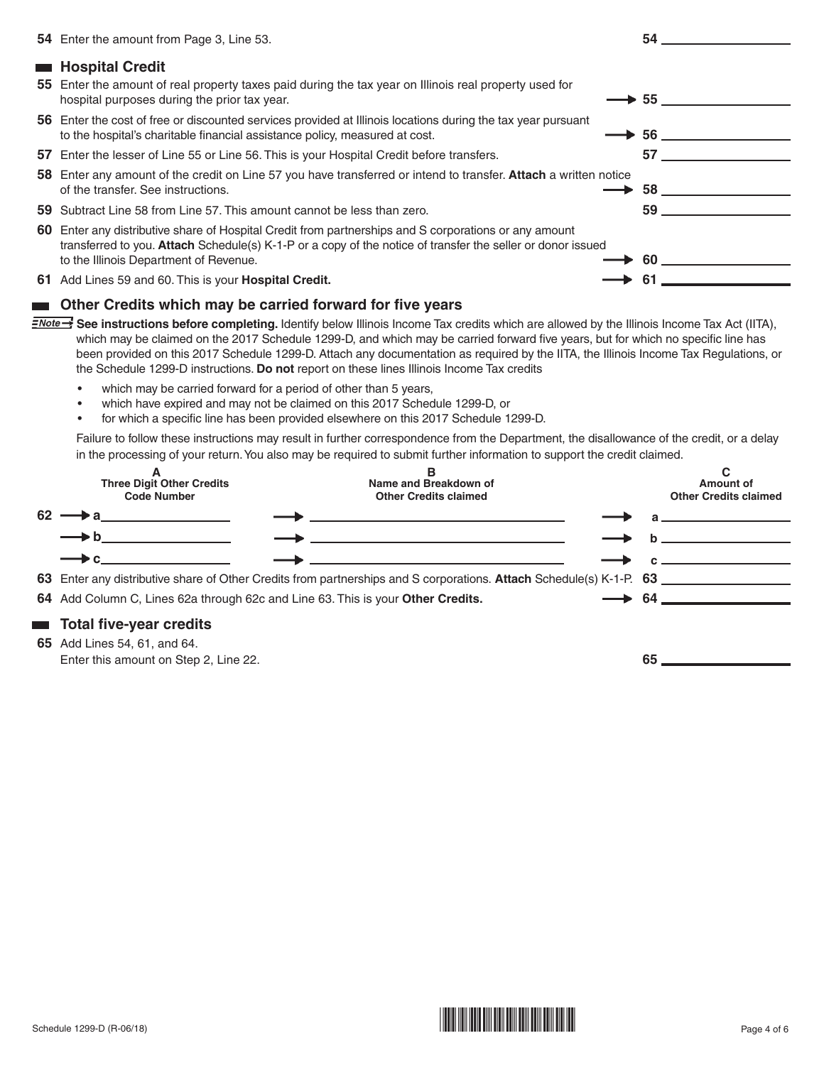**54** Enter the amount from Page 3, Line 53. **54** ________

## Hospital Credit

**55** Enter the amount of real property taxes paid during the tax year on Illinois real property used for hospital purposes during the prior tax year. → **55** ________

**56** Enter the cost of free or discounted services provided at Illinois locations during the tax year pursuant to the hospital's charitable financial assistance policy, measured at cost. → **56** ________

**57** Enter the lesser of Line 55 or Line 56. This is your Hospital Credit before transfers. **57** ________

**58** Enter any amount of the credit on Line 57 you have transferred or intend to transfer. **Attach** a written notice of the transfer. See instructions. → **58** ________

**59** Subtract Line 58 from Line 57. This amount cannot be less than zero. **59** ________

**60** Enter any distributive share of Hospital Credit from partnerships and S corporations or any amount transferred to you. **Attach** Schedule(s) K-1-P or a copy of the notice of transfer the seller or donor issued to the Illinois Department of Revenue. → **60** ________

**61** Add Lines 59 and 60. This is your **Hospital Credit.** → **61** ________

## Other Credits which may be carried forward for five years

*Note* → **See instructions before completing.** Identify below Illinois Income Tax credits which are allowed by the Illinois Income Tax Act (IITA), which may be claimed on the 2017 Schedule 1299-D, and which may be carried forward five years, but for which no specific line has been provided on this 2017 Schedule 1299-D. Attach any documentation as required by the IITA, the Illinois Income Tax Regulations, or the Schedule 1299-D instructions. **Do not** report on these lines Illinois Income Tax credits

- which may be carried forward for a period of other than 5 years,
- which have expired and may not be claimed on this 2017 Schedule 1299-D, or
- for which a specific line has been provided elsewhere on this 2017 Schedule 1299-D.

Failure to follow these instructions may result in further correspondence from the Department, the disallowance of the credit, or a delay in the processing of your return. You also may be required to submit further information to support the credit claimed.

| | A<br>Three Digit Other Credits Code Number | B<br>Name and Breakdown of Other Credits claimed | C<br>Amount of Other Credits claimed |
|---|---|---|---|
| **62** | → a ________ | → ________ | → a ________ |
| | → b ________ | → ________ | → b ________ |
| | → c ________ | → ________ | → c ________ |

**63** Enter any distributive share of Other Credits from partnerships and S corporations. **Attach** Schedule(s) K-1-P. **63** ________

**64** Add Column C, Lines 62a through 62c and Line 63. This is your **Other Credits.** → **64** ________

## Total five-year credits

**65** Add Lines 54, 61, and 64.
Enter this amount on Step 2, Line 22. **65** ________

Schedule 1299-D (R-06/18)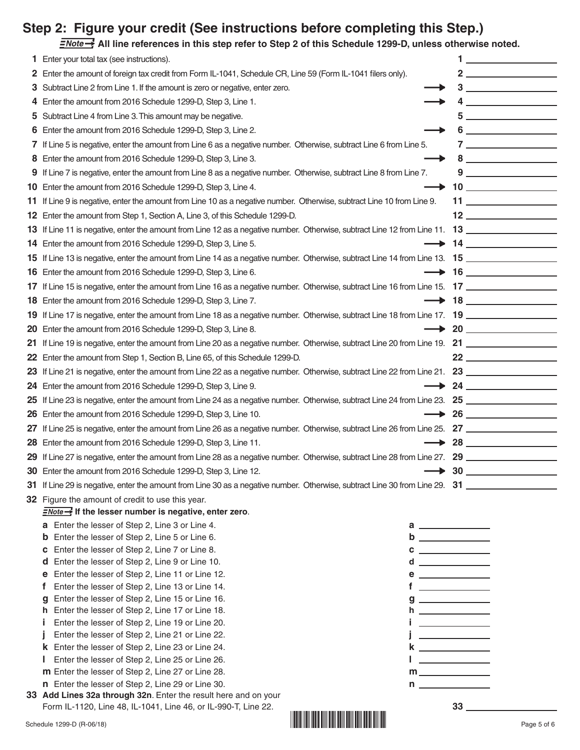## Step 2: Figure your credit (See instructions before completing this Step.)

**Note → All line references in this step refer to Step 2 of this Schedule 1299-D, unless otherwise noted.**

**1** Enter your total tax (see instructions). **1** ____________

**2** Enter the amount of foreign tax credit from Form IL-1041, Schedule CR, Line 59 (Form IL-1041 filers only). **2** ____________

**3** Subtract Line 2 from Line 1. If the amount is zero or negative, enter zero. → **3** ____________

**4** Enter the amount from 2016 Schedule 1299-D, Step 3, Line 1. → **4** ____________

**5** Subtract Line 4 from Line 3. This amount may be negative. **5** ____________

**6** Enter the amount from 2016 Schedule 1299-D, Step 3, Line 2. → **6** ____________

**7** If Line 5 is negative, enter the amount from Line 6 as a negative number. Otherwise, subtract Line 6 from Line 5. **7** ____________

**8** Enter the amount from 2016 Schedule 1299-D, Step 3, Line 3. → **8** ____________

**9** If Line 7 is negative, enter the amount from Line 8 as a negative number. Otherwise, subtract Line 8 from Line 7. **9** ____________

**10** Enter the amount from 2016 Schedule 1299-D, Step 3, Line 4. → **10** ____________

**11** If Line 9 is negative, enter the amount from Line 10 as a negative number. Otherwise, subtract Line 10 from Line 9. **11** ____________

**12** Enter the amount from Step 1, Section A, Line 3, of this Schedule 1299-D. **12** ____________

**13** If Line 11 is negative, enter the amount from Line 12 as a negative number. Otherwise, subtract Line 12 from Line 11. **13** ____________

**14** Enter the amount from 2016 Schedule 1299-D, Step 3, Line 5. → **14** ____________

**15** If Line 13 is negative, enter the amount from Line 14 as a negative number. Otherwise, subtract Line 14 from Line 13. **15** ____________

**16** Enter the amount from 2016 Schedule 1299-D, Step 3, Line 6. → **16** ____________

**17** If Line 15 is negative, enter the amount from Line 16 as a negative number. Otherwise, subtract Line 16 from Line 15. **17** ____________

**18** Enter the amount from 2016 Schedule 1299-D, Step 3, Line 7. → **18** ____________

**19** If Line 17 is negative, enter the amount from Line 18 as a negative number. Otherwise, subtract Line 18 from Line 17. **19** ____________

**20** Enter the amount from 2016 Schedule 1299-D, Step 3, Line 8. → **20** ____________

**21** If Line 19 is negative, enter the amount from Line 20 as a negative number. Otherwise, subtract Line 20 from Line 19. **21** ____________

**22** Enter the amount from Step 1, Section B, Line 65, of this Schedule 1299-D. **22** ____________

**23** If Line 21 is negative, enter the amount from Line 22 as a negative number. Otherwise, subtract Line 22 from Line 21. **23** ____________

**24** Enter the amount from 2016 Schedule 1299-D, Step 3, Line 9. → **24** ____________

**25** If Line 23 is negative, enter the amount from Line 24 as a negative number. Otherwise, subtract Line 24 from Line 23. **25** ____________

**26** Enter the amount from 2016 Schedule 1299-D, Step 3, Line 10. → **26** ____________

**27** If Line 25 is negative, enter the amount from Line 26 as a negative number. Otherwise, subtract Line 26 from Line 25. **27** ____________

**28** Enter the amount from 2016 Schedule 1299-D, Step 3, Line 11. → **28** ____________

**29** If Line 27 is negative, enter the amount from Line 28 as a negative number. Otherwise, subtract Line 28 from Line 27. **29** ____________

**30** Enter the amount from 2016 Schedule 1299-D, Step 3, Line 12. → **30** ____________

**31** If Line 29 is negative, enter the amount from Line 30 as a negative number. Otherwise, subtract Line 30 from Line 29. **31** ____________

**32** Figure the amount of credit to use this year.

**Note → If the lesser number is negative, enter zero.**

- **a** Enter the lesser of Step 2, Line 3 or Line 4. **a** ____________
- **b** Enter the lesser of Step 2, Line 5 or Line 6. **b** ____________
- **c** Enter the lesser of Step 2, Line 7 or Line 8. **c** ____________
- **d** Enter the lesser of Step 2, Line 9 or Line 10. **d** ____________
- **e** Enter the lesser of Step 2, Line 11 or Line 12. **e** ____________
- **f** Enter the lesser of Step 2, Line 13 or Line 14. **f** ____________
- **g** Enter the lesser of Step 2, Line 15 or Line 16. **g** ____________
- **h** Enter the lesser of Step 2, Line 17 or Line 18. **h** ____________
- **i** Enter the lesser of Step 2, Line 19 or Line 20. **i** ____________
- **j** Enter the lesser of Step 2, Line 21 or Line 22. **j** ____________
- **k** Enter the lesser of Step 2, Line 23 or Line 24. **k** ____________
- **l** Enter the lesser of Step 2, Line 25 or Line 26. **l** ____________
- **m** Enter the lesser of Step 2, Line 27 or Line 28. **m** ____________
- **n** Enter the lesser of Step 2, Line 29 or Line 30. **n** ____________

**33** **Add Lines 32a through 32n**. Enter the result here and on your Form IL-1120, Line 48, IL-1041, Line 46, or IL-990-T, Line 22. **33** ____________

Schedule 1299-D (R-06/18)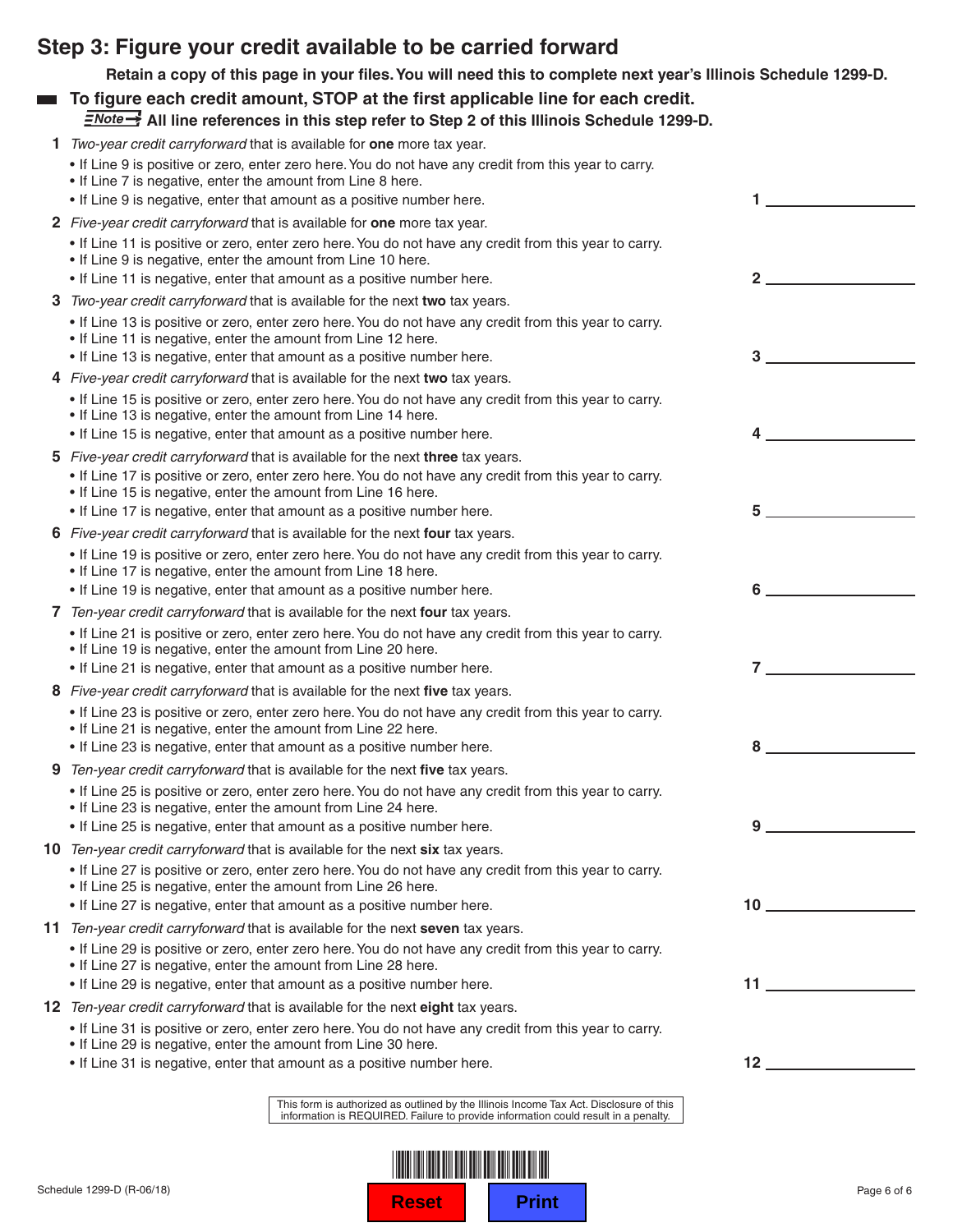## Step 3: Figure your credit available to be carried forward

**Retain a copy of this page in your files. You will need this to complete next year's Illinois Schedule 1299-D.**

**To figure each credit amount, STOP at the first applicable line for each credit.**

**Note** **All line references in this step refer to Step 2 of this Illinois Schedule 1299-D.**

**1** *Two-year credit carryforward* that is available for **one** more tax year.
- If Line 9 is positive or zero, enter zero here. You do not have any credit from this year to carry.
- If Line 7 is negative, enter the amount from Line 8 here.
- If Line 9 is negative, enter that amount as a positive number here. **1** \_\_\_\_\_\_\_\_\_\_

**2** *Five-year credit carryforward* that is available for **one** more tax year.
- If Line 11 is positive or zero, enter zero here. You do not have any credit from this year to carry.
- If Line 9 is negative, enter the amount from Line 10 here.
- If Line 11 is negative, enter that amount as a positive number here. **2** \_\_\_\_\_\_\_\_\_\_

**3** *Two-year credit carryforward* that is available for the next **two** tax years.
- If Line 13 is positive or zero, enter zero here. You do not have any credit from this year to carry.
- If Line 11 is negative, enter the amount from Line 12 here.
- If Line 13 is negative, enter that amount as a positive number here. **3** \_\_\_\_\_\_\_\_\_\_

**4** *Five-year credit carryforward* that is available for the next **two** tax years.
- If Line 15 is positive or zero, enter zero here. You do not have any credit from this year to carry.
- If Line 13 is negative, enter the amount from Line 14 here.
- If Line 15 is negative, enter that amount as a positive number here. **4** \_\_\_\_\_\_\_\_\_\_

**5** *Five-year credit carryforward* that is available for the next **three** tax years.
- If Line 17 is positive or zero, enter zero here. You do not have any credit from this year to carry.
- If Line 15 is negative, enter the amount from Line 16 here.
- If Line 17 is negative, enter that amount as a positive number here. **5** \_\_\_\_\_\_\_\_\_\_

**6** *Five-year credit carryforward* that is available for the next **four** tax years.
- If Line 19 is positive or zero, enter zero here. You do not have any credit from this year to carry.
- If Line 17 is negative, enter the amount from Line 18 here.
- If Line 19 is negative, enter that amount as a positive number here. **6** \_\_\_\_\_\_\_\_\_\_

**7** *Ten-year credit carryforward* that is available for the next **four** tax years.
- If Line 21 is positive or zero, enter zero here. You do not have any credit from this year to carry.
- If Line 19 is negative, enter the amount from Line 20 here.
- If Line 21 is negative, enter that amount as a positive number here. **7** \_\_\_\_\_\_\_\_\_\_

**8** *Five-year credit carryforward* that is available for the next **five** tax years.
- If Line 23 is positive or zero, enter zero here. You do not have any credit from this year to carry.
- If Line 21 is negative, enter the amount from Line 22 here.
- If Line 23 is negative, enter that amount as a positive number here. **8** \_\_\_\_\_\_\_\_\_\_

**9** *Ten-year credit carryforward* that is available for the next **five** tax years.
- If Line 25 is positive or zero, enter zero here. You do not have any credit from this year to carry.
- If Line 23 is negative, enter the amount from Line 24 here.
- If Line 25 is negative, enter that amount as a positive number here. **9** \_\_\_\_\_\_\_\_\_\_

**10** *Ten-year credit carryforward* that is available for the next **six** tax years.
- If Line 27 is positive or zero, enter zero here. You do not have any credit from this year to carry.
- If Line 25 is negative, enter the amount from Line 26 here.
- If Line 27 is negative, enter that amount as a positive number here. **10** \_\_\_\_\_\_\_\_\_\_

**11** *Ten-year credit carryforward* that is available for the next **seven** tax years.
- If Line 29 is positive or zero, enter zero here. You do not have any credit from this year to carry.
- If Line 27 is negative, enter the amount from Line 28 here.
- If Line 29 is negative, enter that amount as a positive number here. **11** \_\_\_\_\_\_\_\_\_\_

**12** *Ten-year credit carryforward* that is available for the next **eight** tax years.
- If Line 31 is positive or zero, enter zero here. You do not have any credit from this year to carry.
- If Line 29 is negative, enter the amount from Line 30 here.
- If Line 31 is negative, enter that amount as a positive number here. **12** \_\_\_\_\_\_\_\_\_\_

This form is authorized as outlined by the Illinois Income Tax Act. Disclosure of this information is REQUIRED. Failure to provide information could result in a penalty.

Schedule 1299-D (R-06/18)